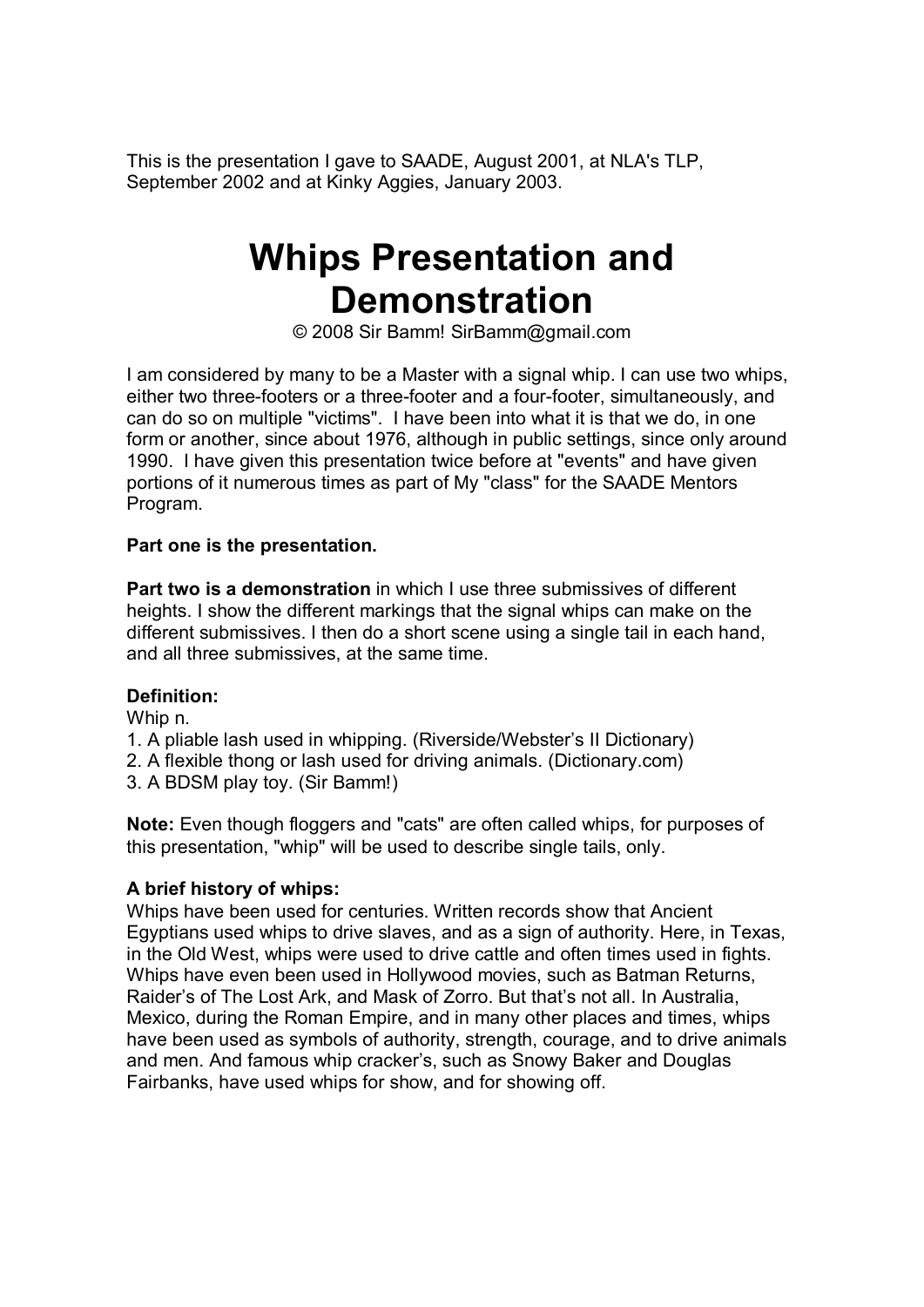This is the presentation I gave to SAADE, August 2001, at NLA's TLP, September 2002 and at Kinky Aggies, January 2003.

# Whips Presentation and Demonstration

© 2008 Sir Bamm! SirBamm@gmail.com

I am considered by many to be a Master with a signal whip. I can use two whips, either two three-footers or a three-footer and a four-footer, simultaneously, and can do so on multiple "victims". I have been into what it is that we do, in one form or another, since about 1976, although in public settings, since only around 1990. I have given this presentation twice before at "events" and have given portions of it numerous times as part of My "class" for the SAADE Mentors Program.

**Part one is the presentation.**

**Part two is a demonstration** in which I use three submissives of different heights. I show the different markings that the signal whips can make on the different submissives. I then do a short scene using a single tail in each hand, and all three submissives, at the same time.

**Definition:**
Whip n.
1. A pliable lash used in whipping. (Riverside/Webster's II Dictionary)
2. A flexible thong or lash used for driving animals. (Dictionary.com)
3. A BDSM play toy. (Sir Bamm!)

**Note:** Even though floggers and "cats" are often called whips, for purposes of this presentation, "whip" will be used to describe single tails, only.

**A brief history of whips:**
Whips have been used for centuries. Written records show that Ancient Egyptians used whips to drive slaves, and as a sign of authority. Here, in Texas, in the Old West, whips were used to drive cattle and often times used in fights. Whips have even been used in Hollywood movies, such as Batman Returns, Raider's of The Lost Ark, and Mask of Zorro. But that's not all. In Australia, Mexico, during the Roman Empire, and in many other places and times, whips have been used as symbols of authority, strength, courage, and to drive animals and men. And famous whip cracker's, such as Snowy Baker and Douglas Fairbanks, have used whips for show, and for showing off.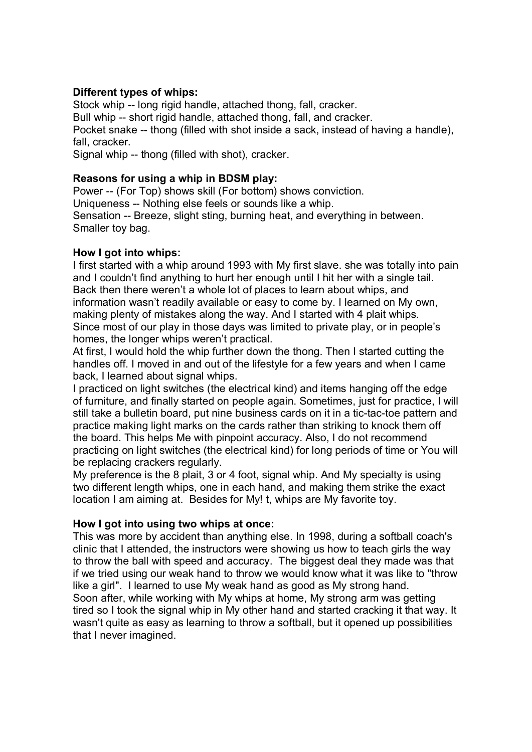**Different types of whips:**

Stock whip -- long rigid handle, attached thong, fall, cracker.
Bull whip -- short rigid handle, attached thong, fall, and cracker.
Pocket snake -- thong (filled with shot inside a sack, instead of having a handle), fall, cracker.
Signal whip -- thong (filled with shot), cracker.

**Reasons for using a whip in BDSM play:**

Power -- (For Top) shows skill (For bottom) shows conviction.
Uniqueness -- Nothing else feels or sounds like a whip.
Sensation -- Breeze, slight sting, burning heat, and everything in between.
Smaller toy bag.

**How I got into whips:**

I first started with a whip around 1993 with My first slave. she was totally into pain and I couldn't find anything to hurt her enough until I hit her with a single tail. Back then there weren't a whole lot of places to learn about whips, and information wasn't readily available or easy to come by. I learned on My own, making plenty of mistakes along the way. And I started with 4 plait whips. Since most of our play in those days was limited to private play, or in people's homes, the longer whips weren't practical.

At first, I would hold the whip further down the thong. Then I started cutting the handles off. I moved in and out of the lifestyle for a few years and when I came back, I learned about signal whips.

I practiced on light switches (the electrical kind) and items hanging off the edge of furniture, and finally started on people again. Sometimes, just for practice, I will still take a bulletin board, put nine business cards on it in a tic-tac-toe pattern and practice making light marks on the cards rather than striking to knock them off the board. This helps Me with pinpoint accuracy. Also, I do not recommend practicing on light switches (the electrical kind) for long periods of time or You will be replacing crackers regularly.

My preference is the 8 plait, 3 or 4 foot, signal whip. And My specialty is using two different length whips, one in each hand, and making them strike the exact location I am aiming at. Besides for My! t, whips are My favorite toy.

**How I got into using two whips at once:**

This was more by accident than anything else. In 1998, during a softball coach's clinic that I attended, the instructors were showing us how to teach girls the way to throw the ball with speed and accuracy. The biggest deal they made was that if we tried using our weak hand to throw we would know what it was like to "throw like a girl". I learned to use My weak hand as good as My strong hand.

Soon after, while working with My whips at home, My strong arm was getting tired so I took the signal whip in My other hand and started cracking it that way. It wasn't quite as easy as learning to throw a softball, but it opened up possibilities that I never imagined.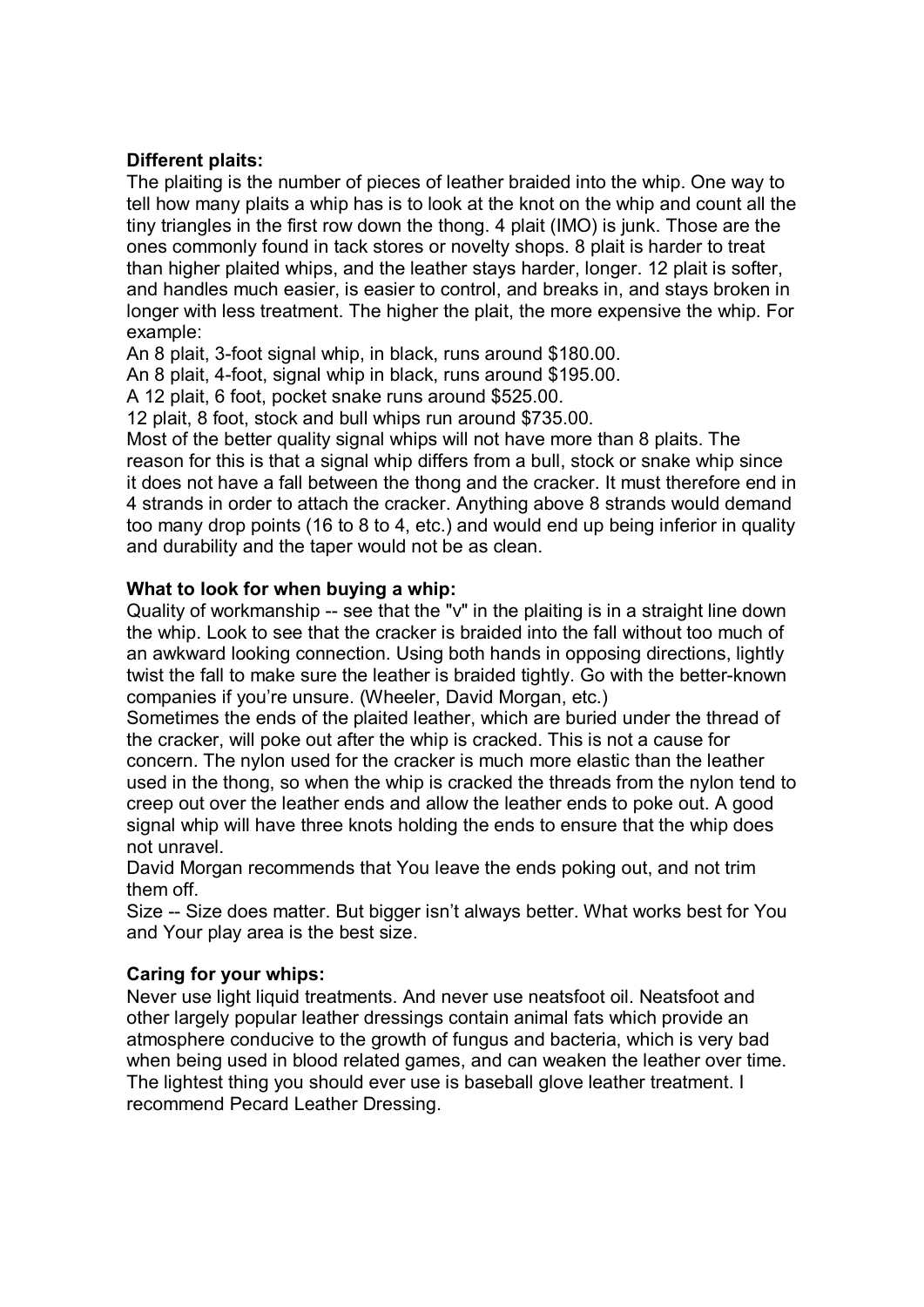**Different plaits:**

The plaiting is the number of pieces of leather braided into the whip. One way to tell how many plaits a whip has is to look at the knot on the whip and count all the tiny triangles in the first row down the thong. 4 plait (IMO) is junk. Those are the ones commonly found in tack stores or novelty shops. 8 plait is harder to treat than higher plaited whips, and the leather stays harder, longer. 12 plait is softer, and handles much easier, is easier to control, and breaks in, and stays broken in longer with less treatment. The higher the plait, the more expensive the whip. For example:

An 8 plait, 3-foot signal whip, in black, runs around $180.00.

An 8 plait, 4-foot, signal whip in black, runs around $195.00.

A 12 plait, 6 foot, pocket snake runs around $525.00.

12 plait, 8 foot, stock and bull whips run around $735.00.

Most of the better quality signal whips will not have more than 8 plaits. The reason for this is that a signal whip differs from a bull, stock or snake whip since it does not have a fall between the thong and the cracker. It must therefore end in 4 strands in order to attach the cracker. Anything above 8 strands would demand too many drop points (16 to 8 to 4, etc.) and would end up being inferior in quality and durability and the taper would not be as clean.

**What to look for when buying a whip:**

Quality of workmanship -- see that the "v" in the plaiting is in a straight line down the whip. Look to see that the cracker is braided into the fall without too much of an awkward looking connection. Using both hands in opposing directions, lightly twist the fall to make sure the leather is braided tightly. Go with the better-known companies if you're unsure. (Wheeler, David Morgan, etc.)

Sometimes the ends of the plaited leather, which are buried under the thread of the cracker, will poke out after the whip is cracked. This is not a cause for concern. The nylon used for the cracker is much more elastic than the leather used in the thong, so when the whip is cracked the threads from the nylon tend to creep out over the leather ends and allow the leather ends to poke out. A good signal whip will have three knots holding the ends to ensure that the whip does not unravel.

David Morgan recommends that You leave the ends poking out, and not trim them off.

Size -- Size does matter. But bigger isn't always better. What works best for You and Your play area is the best size.

**Caring for your whips:**

Never use light liquid treatments. And never use neatsfoot oil. Neatsfoot and other largely popular leather dressings contain animal fats which provide an atmosphere conducive to the growth of fungus and bacteria, which is very bad when being used in blood related games, and can weaken the leather over time. The lightest thing you should ever use is baseball glove leather treatment. I recommend Pecard Leather Dressing.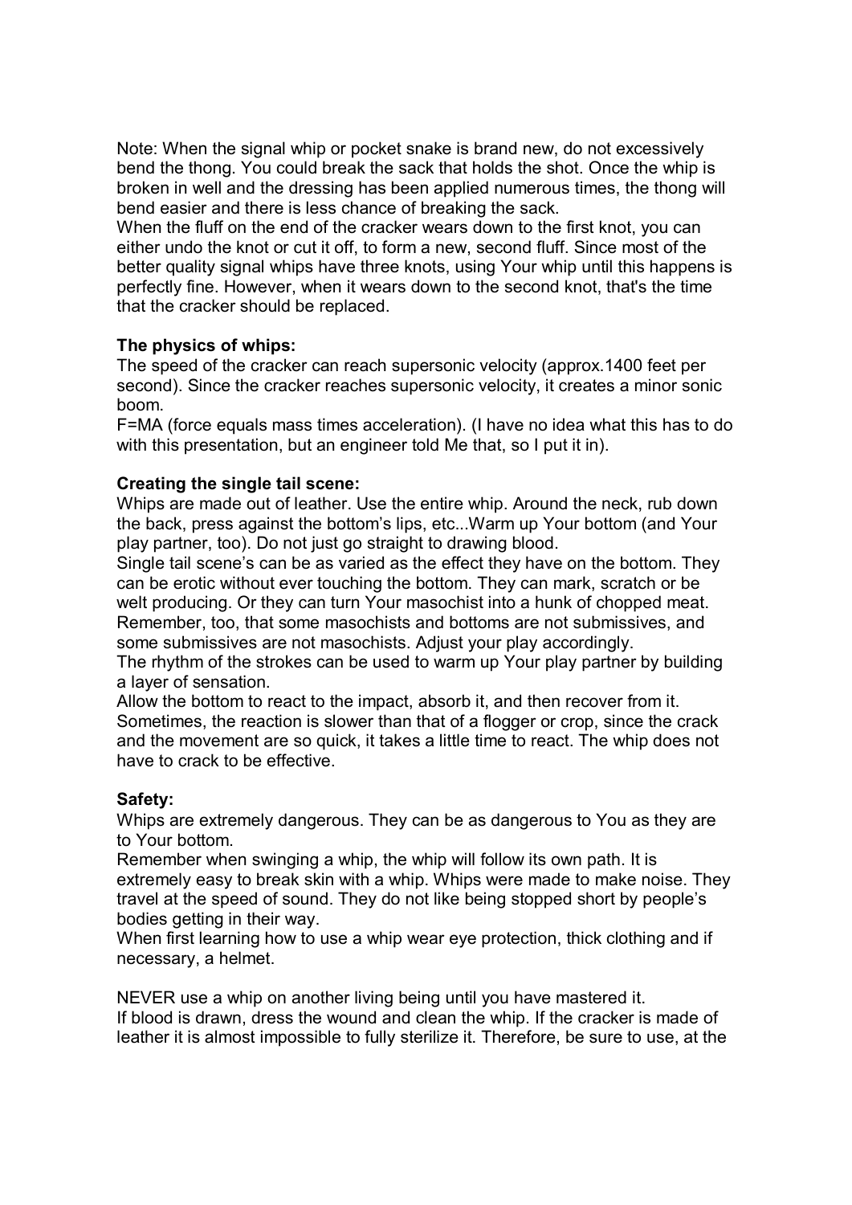Note: When the signal whip or pocket snake is brand new, do not excessively bend the thong. You could break the sack that holds the shot. Once the whip is broken in well and the dressing has been applied numerous times, the thong will bend easier and there is less chance of breaking the sack.
When the fluff on the end of the cracker wears down to the first knot, you can either undo the knot or cut it off, to form a new, second fluff. Since most of the better quality signal whips have three knots, using Your whip until this happens is perfectly fine. However, when it wears down to the second knot, that's the time that the cracker should be replaced.

**The physics of whips:**
The speed of the cracker can reach supersonic velocity (approx.1400 feet per second). Since the cracker reaches supersonic velocity, it creates a minor sonic boom.
F=MA (force equals mass times acceleration). (I have no idea what this has to do with this presentation, but an engineer told Me that, so I put it in).

**Creating the single tail scene:**
Whips are made out of leather. Use the entire whip. Around the neck, rub down the back, press against the bottom's lips, etc...Warm up Your bottom (and Your play partner, too). Do not just go straight to drawing blood.
Single tail scene's can be as varied as the effect they have on the bottom. They can be erotic without ever touching the bottom. They can mark, scratch or be welt producing. Or they can turn Your masochist into a hunk of chopped meat. Remember, too, that some masochists and bottoms are not submissives, and some submissives are not masochists. Adjust your play accordingly.
The rhythm of the strokes can be used to warm up Your play partner by building a layer of sensation.
Allow the bottom to react to the impact, absorb it, and then recover from it. Sometimes, the reaction is slower than that of a flogger or crop, since the crack and the movement are so quick, it takes a little time to react. The whip does not have to crack to be effective.

**Safety:**
Whips are extremely dangerous. They can be as dangerous to You as they are to Your bottom.
Remember when swinging a whip, the whip will follow its own path. It is extremely easy to break skin with a whip. Whips were made to make noise. They travel at the speed of sound. They do not like being stopped short by people's bodies getting in their way.
When first learning how to use a whip wear eye protection, thick clothing and if necessary, a helmet.

NEVER use a whip on another living being until you have mastered it.
If blood is drawn, dress the wound and clean the whip. If the cracker is made of leather it is almost impossible to fully sterilize it. Therefore, be sure to use, at the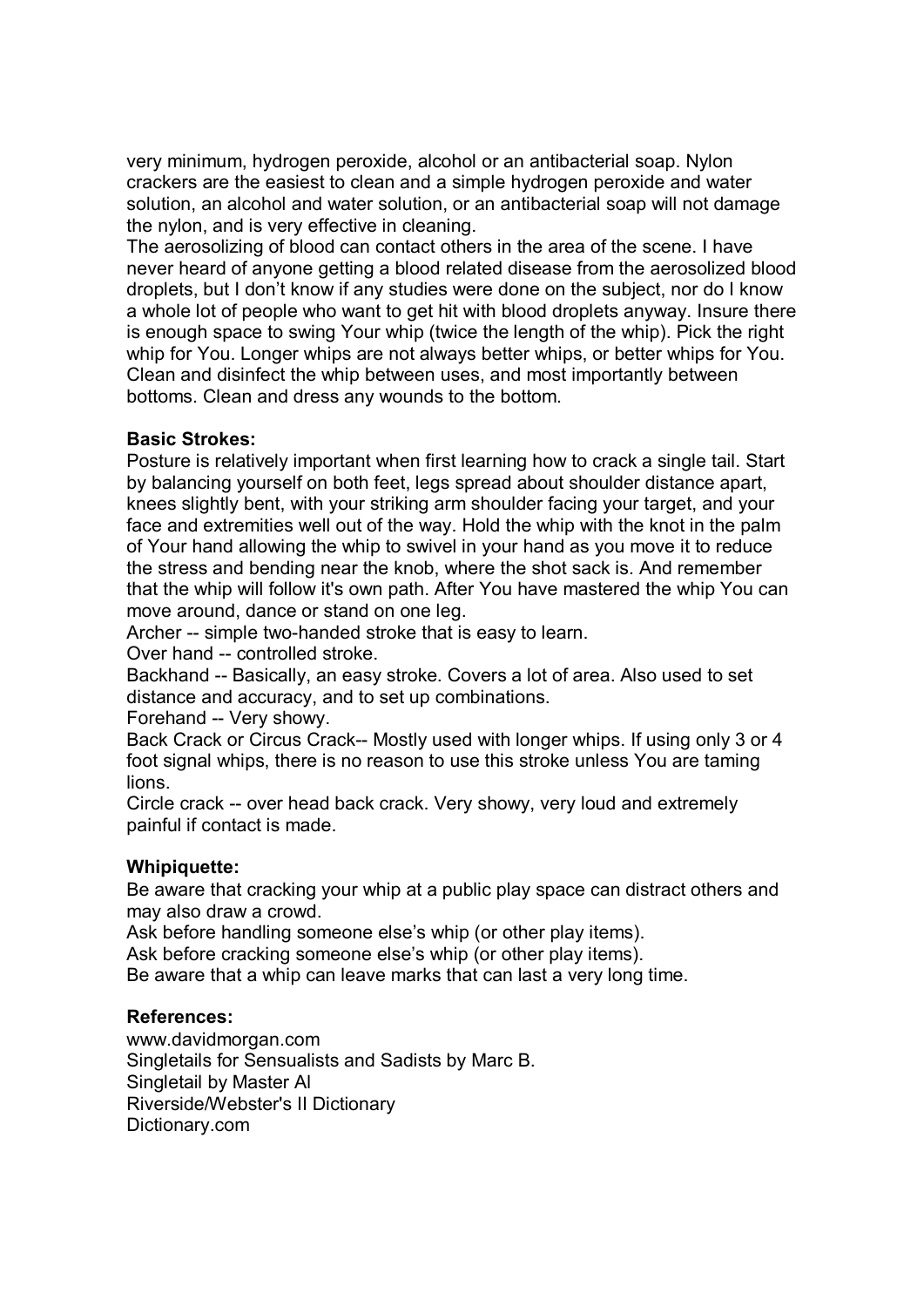very minimum, hydrogen peroxide, alcohol or an antibacterial soap. Nylon crackers are the easiest to clean and a simple hydrogen peroxide and water solution, an alcohol and water solution, or an antibacterial soap will not damage the nylon, and is very effective in cleaning.

The aerosolizing of blood can contact others in the area of the scene. I have never heard of anyone getting a blood related disease from the aerosolized blood droplets, but I don't know if any studies were done on the subject, nor do I know a whole lot of people who want to get hit with blood droplets anyway. Insure there is enough space to swing Your whip (twice the length of the whip). Pick the right whip for You. Longer whips are not always better whips, or better whips for You. Clean and disinfect the whip between uses, and most importantly between bottoms. Clean and dress any wounds to the bottom.

**Basic Strokes:**

Posture is relatively important when first learning how to crack a single tail. Start by balancing yourself on both feet, legs spread about shoulder distance apart, knees slightly bent, with your striking arm shoulder facing your target, and your face and extremities well out of the way. Hold the whip with the knot in the palm of Your hand allowing the whip to swivel in your hand as you move it to reduce the stress and bending near the knob, where the shot sack is. And remember that the whip will follow it's own path. After You have mastered the whip You can move around, dance or stand on one leg.

Archer -- simple two-handed stroke that is easy to learn.

Over hand -- controlled stroke.

Backhand -- Basically, an easy stroke. Covers a lot of area. Also used to set distance and accuracy, and to set up combinations.

Forehand -- Very showy.

Back Crack or Circus Crack-- Mostly used with longer whips. If using only 3 or 4 foot signal whips, there is no reason to use this stroke unless You are taming lions.

Circle crack -- over head back crack. Very showy, very loud and extremely painful if contact is made.

**Whipiquette:**

Be aware that cracking your whip at a public play space can distract others and may also draw a crowd.

Ask before handling someone else's whip (or other play items).

Ask before cracking someone else's whip (or other play items).

Be aware that a whip can leave marks that can last a very long time.

**References:**

www.davidmorgan.com

Singletails for Sensualists and Sadists by Marc B.

Singletail by Master Al

Riverside/Webster's II Dictionary

Dictionary.com